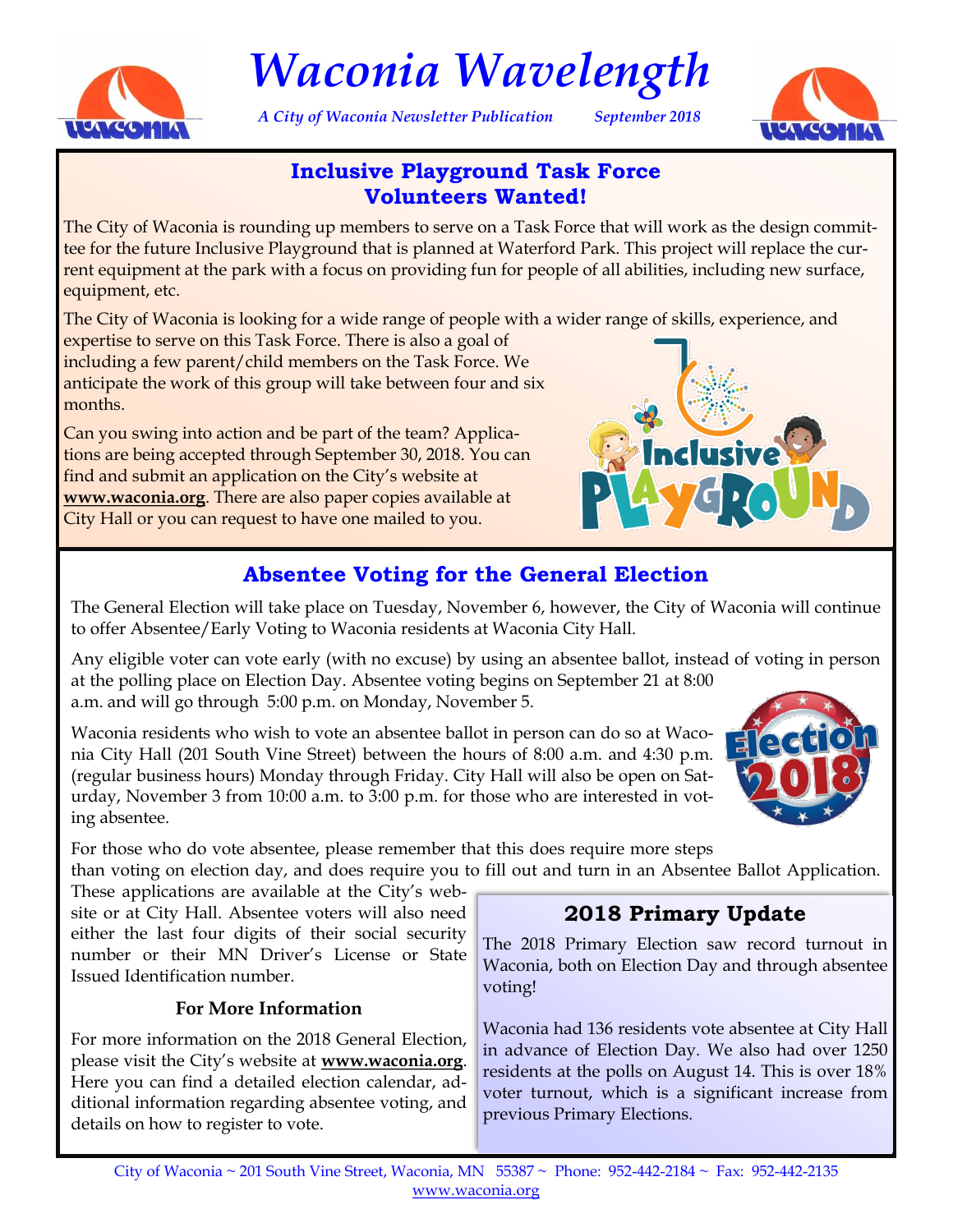# Waconia Wavelength

*A City of Waconia Newsletter Publication* *September 2018*

## Inclusive Playground Task Force Volunteers Wanted!

The City of Waconia is rounding up members to serve on a Task Force that will work as the design committee for the future Inclusive Playground that is planned at Waterford Park. This project will replace the current equipment at the park with a focus on providing fun for people of all abilities, including new surface, equipment, etc.

The City of Waconia is looking for a wide range of people with a wider range of skills, experience, and expertise to serve on this Task Force. There is also a goal of including a few parent/child members on the Task Force. We anticipate the work of this group will take between four and six months.

Can you swing into action and be part of the team? Applications are being accepted through September 30, 2018. You can find and submit an application on the City's website at **www.waconia.org**. There are also paper copies available at City Hall or you can request to have one mailed to you.

## Absentee Voting for the General Election

The General Election will take place on Tuesday, November 6, however, the City of Waconia will continue to offer Absentee/Early Voting to Waconia residents at Waconia City Hall.

Any eligible voter can vote early (with no excuse) by using an absentee ballot, instead of voting in person at the polling place on Election Day. Absentee voting begins on September 21 at 8:00 a.m. and will go through 5:00 p.m. on Monday, November 5.

Waconia residents who wish to vote an absentee ballot in person can do so at Waconia City Hall (201 South Vine Street) between the hours of 8:00 a.m. and 4:30 p.m. (regular business hours) Monday through Friday. City Hall will also be open on Saturday, November 3 from 10:00 a.m. to 3:00 p.m. for those who are interested in voting absentee.

For those who do vote absentee, please remember that this does require more steps than voting on election day, and does require you to fill out and turn in an Absentee Ballot Application. These applications are available at the City's website or at City Hall. Absentee voters will also need either the last four digits of their social security number or their MN Driver's License or State Issued Identification number.

### For More Information

For more information on the 2018 General Election, please visit the City's website at **www.waconia.org**. Here you can find a detailed election calendar, additional information regarding absentee voting, and details on how to register to vote.

## 2018 Primary Update

The 2018 Primary Election saw record turnout in Waconia, both on Election Day and through absentee voting!

Waconia had 136 residents vote absentee at City Hall in advance of Election Day. We also had over 1250 residents at the polls on August 14. This is over 18% voter turnout, which is a significant increase from previous Primary Elections.

City of Waconia ~ 201 South Vine Street, Waconia, MN 55387 ~ Phone: 952-442-2184 ~ Fax: 952-442-2135
www.waconia.org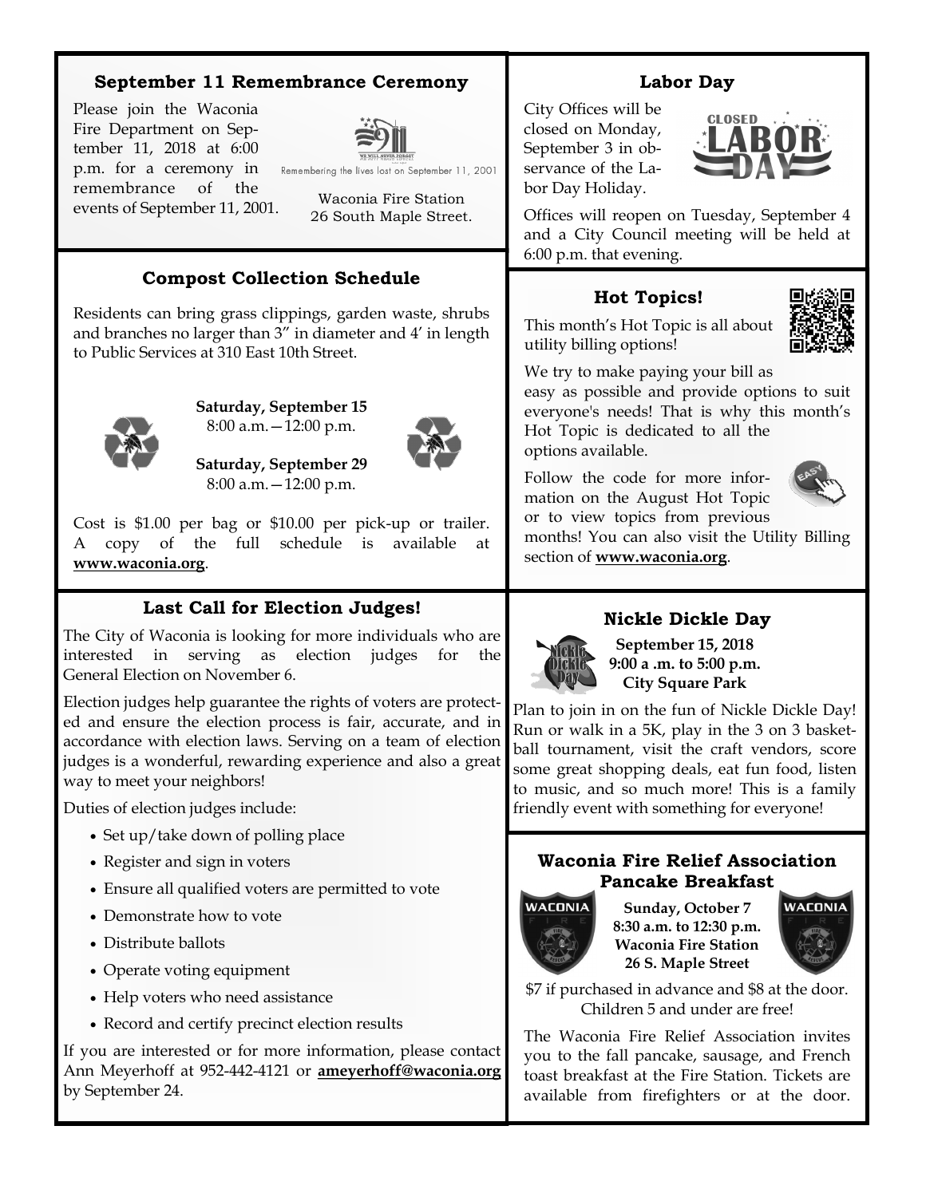## September 11 Remembrance Ceremony

Please join the Waconia Fire Department on September 11, 2018 at 6:00 p.m. for a ceremony in remembrance of the events of September 11, 2001.

Remembering the lives lost on September 11, 2001

Waconia Fire Station
26 South Maple Street.

## Compost Collection Schedule

Residents can bring grass clippings, garden waste, shrubs and branches no larger than 3" in diameter and 4' in length to Public Services at 310 East 10th Street.

**Saturday, September 15**
8:00 a.m.—12:00 p.m.

**Saturday, September 29**
8:00 a.m.—12:00 p.m.

Cost is $1.00 per bag or $10.00 per pick-up or trailer. A copy of the full schedule is available at **www.waconia.org**.

## Last Call for Election Judges!

The City of Waconia is looking for more individuals who are interested in serving as election judges for the General Election on November 6.

Election judges help guarantee the rights of voters are protected and ensure the election process is fair, accurate, and in accordance with election laws. Serving on a team of election judges is a wonderful, rewarding experience and also a great way to meet your neighbors!

Duties of election judges include:

- Set up/take down of polling place
- Register and sign in voters
- Ensure all qualified voters are permitted to vote
- Demonstrate how to vote
- Distribute ballots
- Operate voting equipment
- Help voters who need assistance
- Record and certify precinct election results

If you are interested or for more information, please contact Ann Meyerhoff at 952-442-4121 or **ameyerhoff@waconia.org** by September 24.

## Labor Day

City Offices will be closed on Monday, September 3 in observance of the Labor Day Holiday.

Offices will reopen on Tuesday, September 4 and a City Council meeting will be held at 6:00 p.m. that evening.

## Hot Topics!

This month's Hot Topic is all about utility billing options!

We try to make paying your bill as easy as possible and provide options to suit everyone's needs! That is why this month's Hot Topic is dedicated to all the options available.

Follow the code for more information on the August Hot Topic or to view topics from previous months! You can also visit the Utility Billing section of **www.waconia.org**.

## Nickle Dickle Day

**September 15, 2018**
**9:00 a .m. to 5:00 p.m.**
**City Square Park**

Plan to join in on the fun of Nickle Dickle Day! Run or walk in a 5K, play in the 3 on 3 basketball tournament, visit the craft vendors, score some great shopping deals, eat fun food, listen to music, and so much more! This is a family friendly event with something for everyone!

## Waconia Fire Relief Association Pancake Breakfast

**Sunday, October 7**
**8:30 a.m. to 12:30 p.m.**
**Waconia Fire Station**
**26 S. Maple Street**

$7 if purchased in advance and $8 at the door. Children 5 and under are free!

The Waconia Fire Relief Association invites you to the fall pancake, sausage, and French toast breakfast at the Fire Station. Tickets are available from firefighters or at the door.